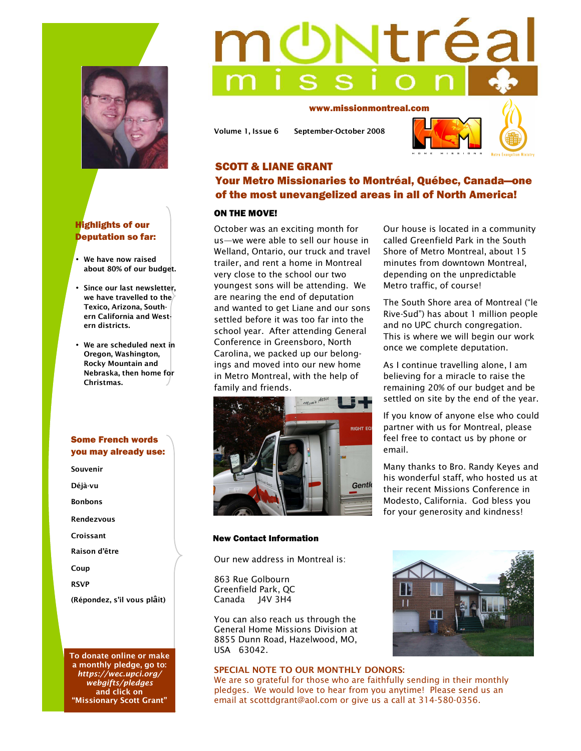# mONtréal mission

www.missionmontreal.com

Volume 1, Issue 6 September-October 2008

## SCOTT & LIANE GRANT

## Your Metro Missionaries to Montréal, Québec, Canada—one of the most unevangelized areas in all of North America!

### ON THE MOVE!

October was an exciting month for us—we were able to sell our house in Welland, Ontario, our truck and travel trailer, and rent a home in Montreal very close to the school our two youngest sons will be attending. We are nearing the end of deputation and wanted to get Liane and our sons settled before it was too far into the school year. After attending General Conference in Greensboro, North Carolina, we packed up our belongings and moved into our new home in Metro Montreal, with the help of family and friends.

Our house is located in a community called Greenfield Park in the South Shore of Metro Montreal, about 15 minutes from downtown Montreal, depending on the unpredictable Metro traffic, of course!

The South Shore area of Montreal ("le Rive-Sud") has about 1 million people and no UPC church congregation. This is where we will begin our work once we complete deputation.

As I continue travelling alone, I am believing for a miracle to raise the remaining 20% of our budget and be settled on site by the end of the year.

If you know of anyone else who could partner with us for Montreal, please feel free to contact us by phone or email.

Many thanks to Bro. Randy Keyes and his wonderful staff, who hosted us at their recent Missions Conference in Modesto, California. God bless you for your generosity and kindness!

### New Contact Information

Our new address in Montreal is:

863 Rue Golbourn
Greenfield Park, QC
Canada J4V 3H4

You can also reach us through the General Home Missions Division at 8855 Dunn Road, Hazelwood, MO, USA 63042.

**SPECIAL NOTE TO OUR MONTHLY DONORS:**
We are so grateful for those who are faithfully sending in their monthly pledges. We would love to hear from you anytime! Please send us an email at scottdgrant@aol.com or give us a call at 314-580-0356.

### Highlights of our Deputation so far:

- We have now raised about 80% of our budget.
- Since our last newsletter, we have travelled to the Texico, Arizona, Southern California and Western districts.
- We are scheduled next in Oregon, Washington, Rocky Mountain and Nebraska, then home for Christmas.

### Some French words you may already use:

Souvenir

Déjà-vu

Bonbons

Rendezvous

Croissant

Raison d'être

Coup

RSVP

(Répondez, s'il vous plâit)

**To donate online or make a monthly pledge, go to:** ***https://wec.upci.org/webgifts/pledges*** **and click on "Missionary Scott Grant"**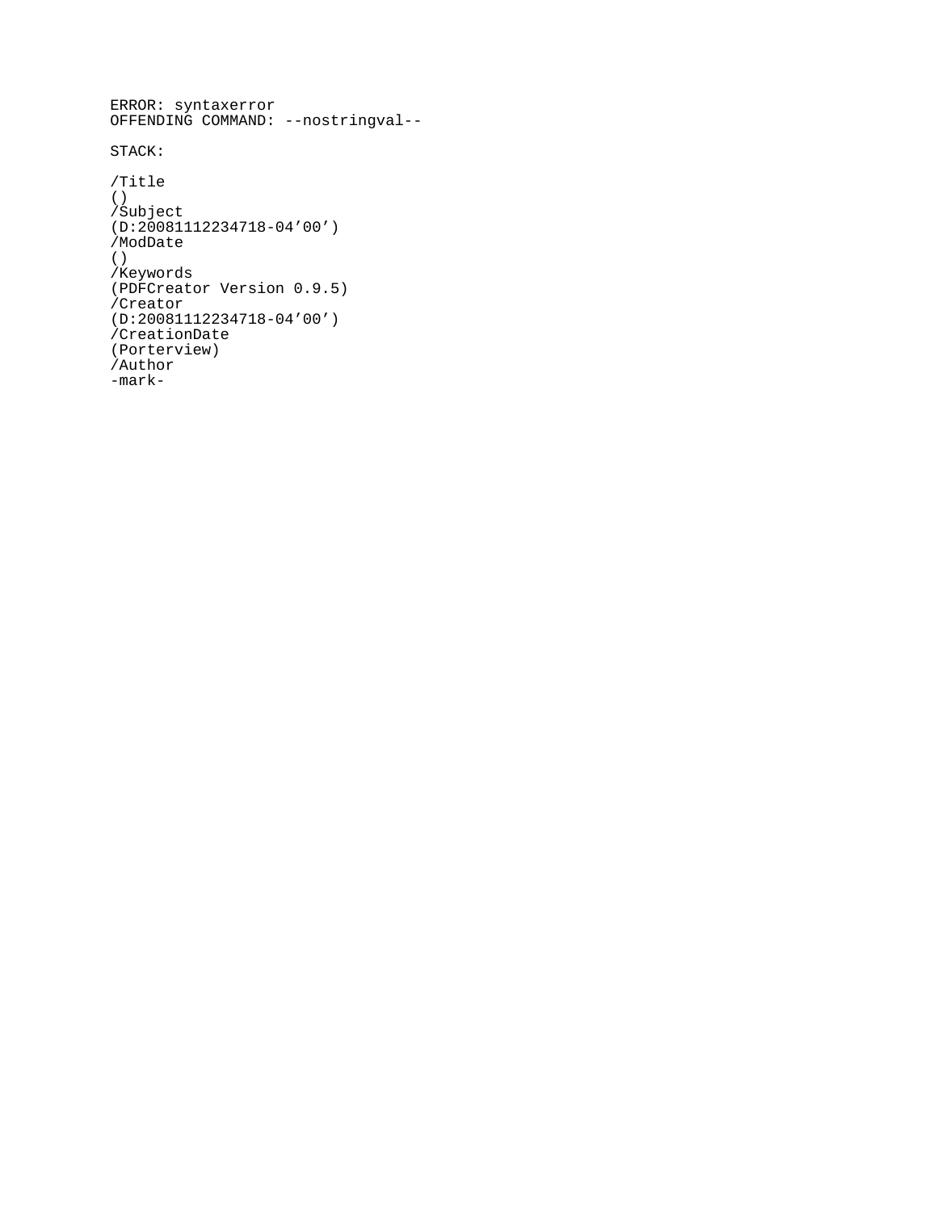```
ERROR: syntaxerror
OFFENDING COMMAND: --nostringval--

STACK:

/Title
()
/Subject
(D:20081112234718-04’00’)
/ModDate
()
/Keywords
(PDFCreator Version 0.9.5)
/Creator
(D:20081112234718-04’00’)
/CreationDate
(Porterview)
/Author
-mark-
```